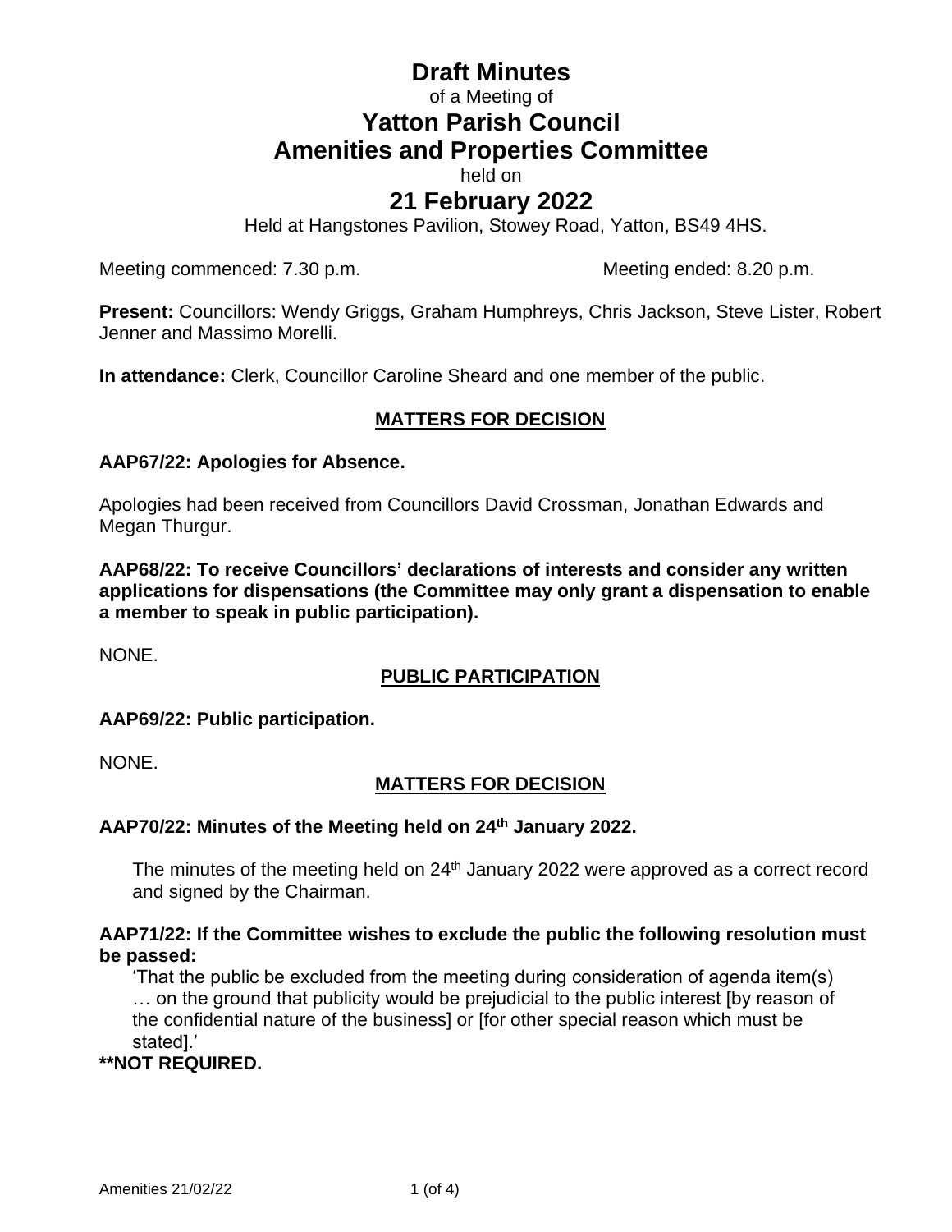# Draft Minutes

of a Meeting of

# Yatton Parish Council
# Amenities and Properties Committee

held on

## 21 February 2022

Held at Hangstones Pavilion, Stowey Road, Yatton, BS49 4HS.

Meeting commenced: 7.30 p.m. Meeting ended: 8.20 p.m.

**Present:** Councillors: Wendy Griggs, Graham Humphreys, Chris Jackson, Steve Lister, Robert Jenner and Massimo Morelli.

**In attendance:** Clerk, Councillor Caroline Sheard and one member of the public.

### MATTERS FOR DECISION

**AAP67/22: Apologies for Absence.**

Apologies had been received from Councillors David Crossman, Jonathan Edwards and Megan Thurgur.

**AAP68/22: To receive Councillors' declarations of interests and consider any written applications for dispensations (the Committee may only grant a dispensation to enable a member to speak in public participation).**

NONE.

### PUBLIC PARTICIPATION

**AAP69/22: Public participation.**

NONE.

### MATTERS FOR DECISION

**AAP70/22: Minutes of the Meeting held on 24th January 2022.**

The minutes of the meeting held on 24th January 2022 were approved as a correct record and signed by the Chairman.

**AAP71/22: If the Committee wishes to exclude the public the following resolution must be passed:**

'That the public be excluded from the meeting during consideration of agenda item(s) … on the ground that publicity would be prejudicial to the public interest [by reason of the confidential nature of the business] or [for other special reason which must be stated].'

**\*\*NOT REQUIRED.**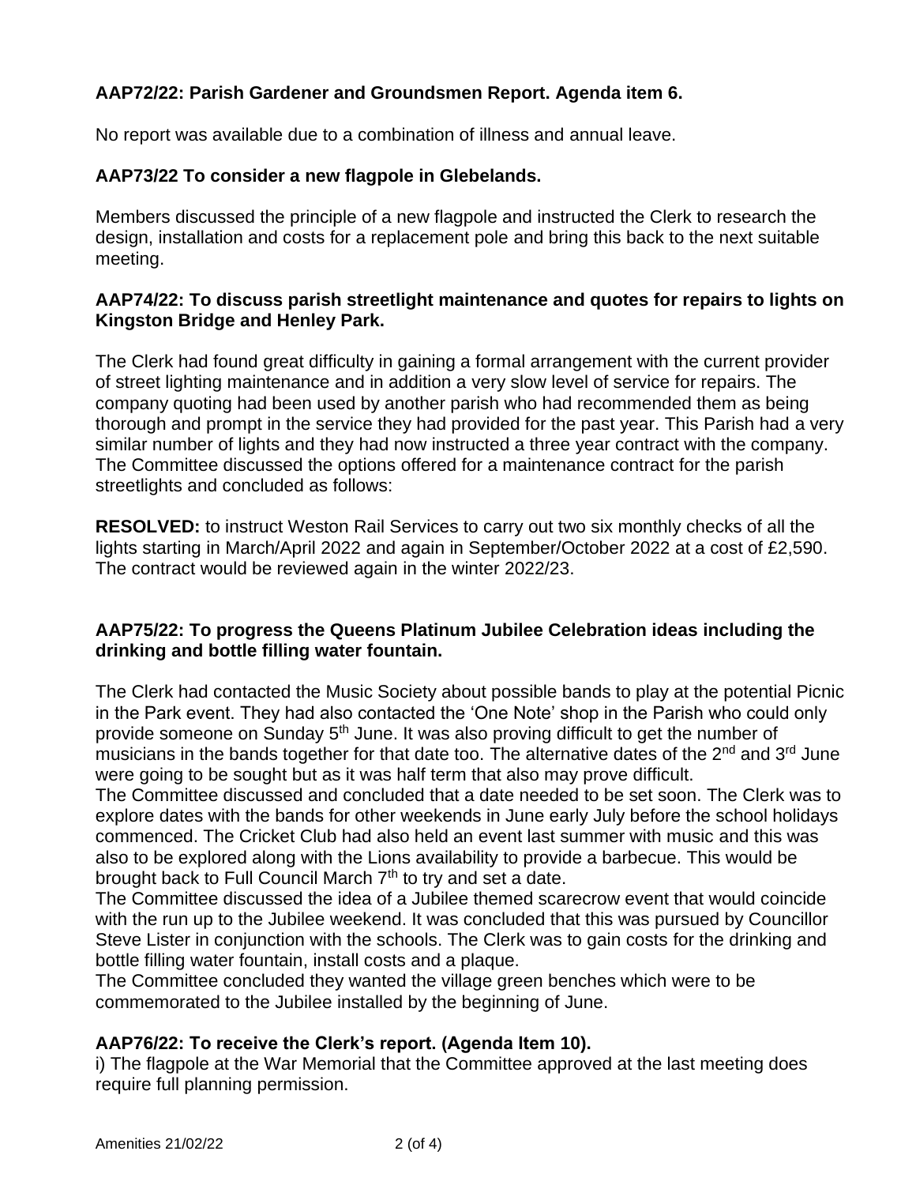**AAP72/22: Parish Gardener and Groundsmen Report. Agenda item 6.**

No report was available due to a combination of illness and annual leave.

**AAP73/22 To consider a new flagpole in Glebelands.**

Members discussed the principle of a new flagpole and instructed the Clerk to research the design, installation and costs for a replacement pole and bring this back to the next suitable meeting.

**AAP74/22: To discuss parish streetlight maintenance and quotes for repairs to lights on Kingston Bridge and Henley Park.**

The Clerk had found great difficulty in gaining a formal arrangement with the current provider of street lighting maintenance and in addition a very slow level of service for repairs. The company quoting had been used by another parish who had recommended them as being thorough and prompt in the service they had provided for the past year. This Parish had a very similar number of lights and they had now instructed a three year contract with the company. The Committee discussed the options offered for a maintenance contract for the parish streetlights and concluded as follows:

**RESOLVED:** to instruct Weston Rail Services to carry out two six monthly checks of all the lights starting in March/April 2022 and again in September/October 2022 at a cost of £2,590. The contract would be reviewed again in the winter 2022/23.

**AAP75/22: To progress the Queens Platinum Jubilee Celebration ideas including the drinking and bottle filling water fountain.**

The Clerk had contacted the Music Society about possible bands to play at the potential Picnic in the Park event. They had also contacted the 'One Note' shop in the Parish who could only provide someone on Sunday 5th June. It was also proving difficult to get the number of musicians in the bands together for that date too. The alternative dates of the 2nd and 3rd June were going to be sought but as it was half term that also may prove difficult.

The Committee discussed and concluded that a date needed to be set soon. The Clerk was to explore dates with the bands for other weekends in June early July before the school holidays commenced. The Cricket Club had also held an event last summer with music and this was also to be explored along with the Lions availability to provide a barbecue. This would be brought back to Full Council March 7th to try and set a date.

The Committee discussed the idea of a Jubilee themed scarecrow event that would coincide with the run up to the Jubilee weekend. It was concluded that this was pursued by Councillor Steve Lister in conjunction with the schools. The Clerk was to gain costs for the drinking and bottle filling water fountain, install costs and a plaque.

The Committee concluded they wanted the village green benches which were to be commemorated to the Jubilee installed by the beginning of June.

**AAP76/22: To receive the Clerk's report. (Agenda Item 10).**

i) The flagpole at the War Memorial that the Committee approved at the last meeting does require full planning permission.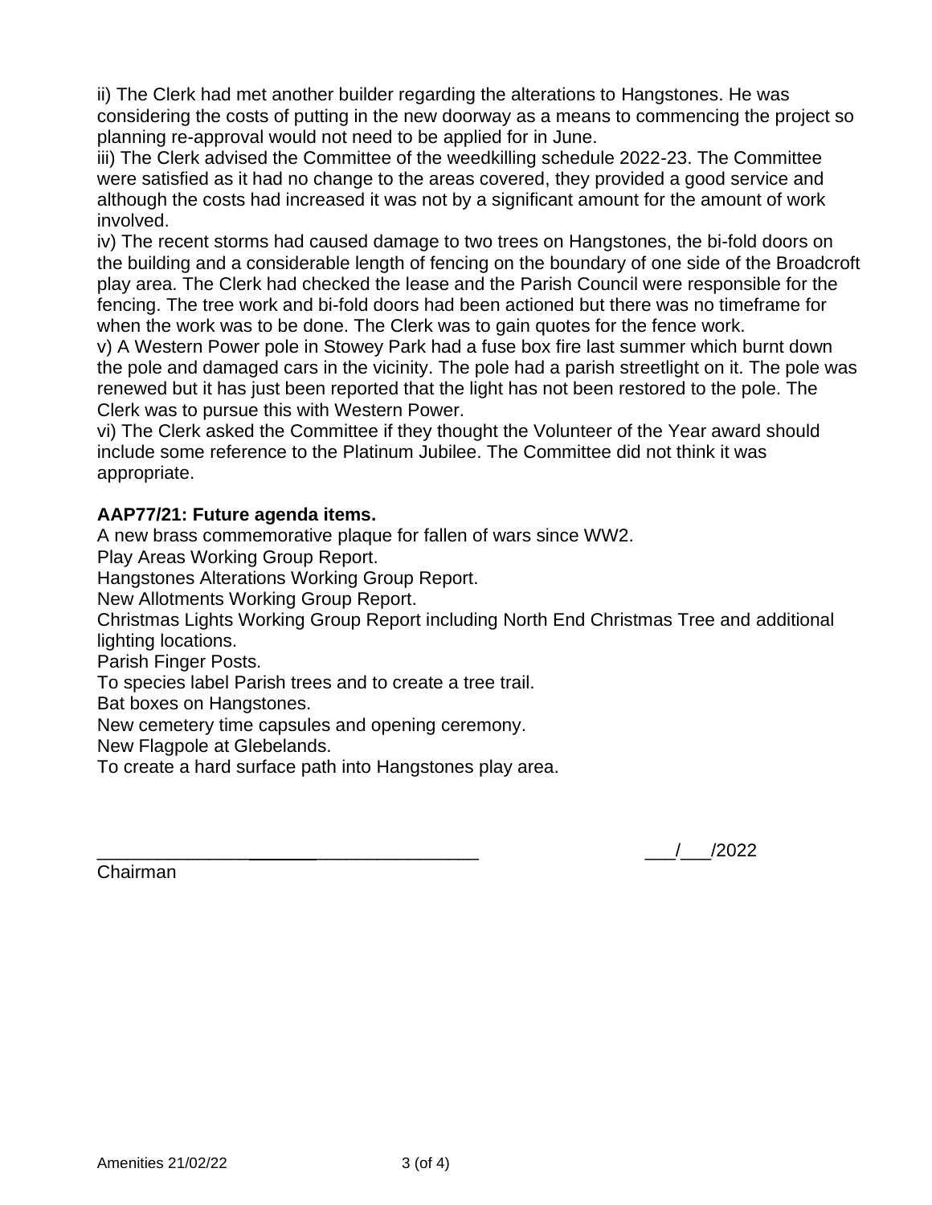ii) The Clerk had met another builder regarding the alterations to Hangstones. He was considering the costs of putting in the new doorway as a means to commencing the project so planning re-approval would not need to be applied for in June.
iii) The Clerk advised the Committee of the weedkilling schedule 2022-23. The Committee were satisfied as it had no change to the areas covered, they provided a good service and although the costs had increased it was not by a significant amount for the amount of work involved.
iv) The recent storms had caused damage to two trees on Hangstones, the bi-fold doors on the building and a considerable length of fencing on the boundary of one side of the Broadcroft play area. The Clerk had checked the lease and the Parish Council were responsible for the fencing. The tree work and bi-fold doors had been actioned but there was no timeframe for when the work was to be done. The Clerk was to gain quotes for the fence work.
v) A Western Power pole in Stowey Park had a fuse box fire last summer which burnt down the pole and damaged cars in the vicinity. The pole had a parish streetlight on it. The pole was renewed but it has just been reported that the light has not been restored to the pole. The Clerk was to pursue this with Western Power.
vi) The Clerk asked the Committee if they thought the Volunteer of the Year award should include some reference to the Platinum Jubilee. The Committee did not think it was appropriate.

**AAP77/21: Future agenda items.**

A new brass commemorative plaque for fallen of wars since WW2.
Play Areas Working Group Report.
Hangstones Alterations Working Group Report.
New Allotments Working Group Report.
Christmas Lights Working Group Report including North End Christmas Tree and additional lighting locations.
Parish Finger Posts.
To species label Parish trees and to create a tree trail.
Bat boxes on Hangstones.
New cemetery time capsules and opening ceremony.
New Flagpole at Glebelands.
To create a hard surface path into Hangstones play area.

_______________________________________ ___/___/2022
Chairman